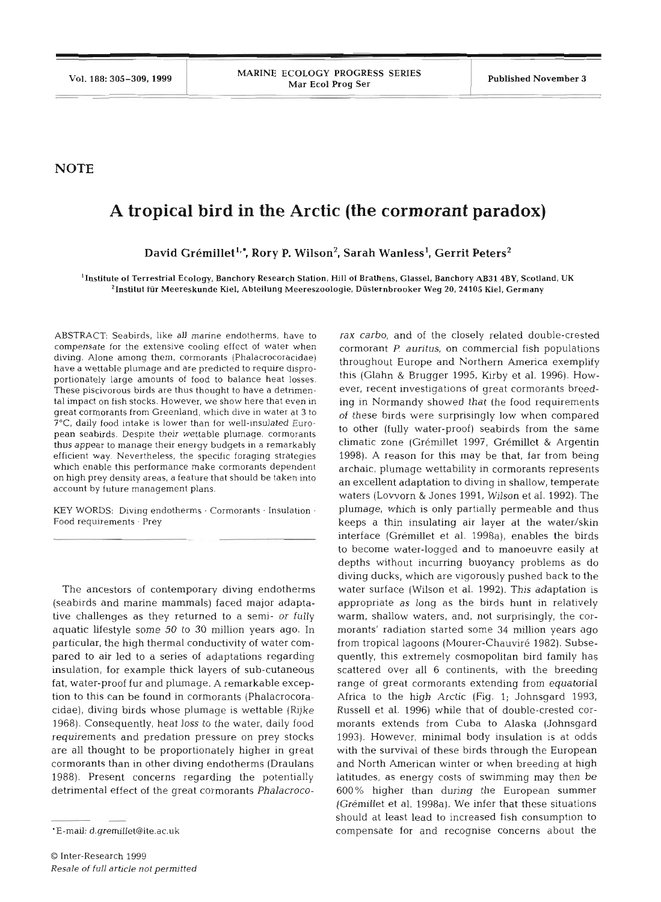NOTE

# A tropical bird in the Arctic (the cormorant paradox)

David Grémillet[1,*], Rory P. Wilson[2], Sarah Wanless[1], Gerrit Peters[2]

[1]Institute of Terrestrial Ecology, Banchory Research Station, Hill of Brathens, Glassel, Banchory AB31 4BY, Scotland, UK
[2]Institut für Meereskunde Kiel, Abteilung Meereszoologie, Düsternbrooker Weg 20, 24105 Kiel, Germany

ABSTRACT: Seabirds, like all marine endotherms, have to compensate for the extensive cooling effect of water when diving. Alone among them, cormorants (Phalacrocoracidae) have a wettable plumage and are predicted to require disproportionately large amounts of food to balance heat losses. These piscivorous birds are thus thought to have a detrimental impact on fish stocks. However, we show here that even in great cormorants from Greenland, which dive in water at 3 to 7°C, daily food intake is lower than for well-insulated European seabirds. Despite their wettable plumage, cormorants thus appear to manage their energy budgets in a remarkably efficient way. Nevertheless, the specific foraging strategies which enable this performance make cormorants dependent on high prey density areas, a feature that should be taken into account by future management plans.

KEY WORDS: Diving endotherms · Cormorants · Insulation · Food requirements · Prey

The ancestors of contemporary diving endotherms (seabirds and marine mammals) faced major adaptative challenges as they returned to a semi- or fully aquatic lifestyle some 50 to 30 million years ago. In particular, the high thermal conductivity of water compared to air led to a series of adaptations regarding insulation, for example thick layers of sub-cutaneous fat, water-proof fur and plumage. A remarkable exception to this can be found in cormorants (Phalacrocoracidae), diving birds whose plumage is wettable (Rijke 1968). Consequently, heat loss to the water, daily food requirements and predation pressure on prey stocks are all thought to be proportionately higher in great cormorants than in other diving endotherms (Draulans 1988). Present concerns regarding the potentially detrimental effect of the great cormorants *Phalacrocorax carbo*, and of the closely related double-crested cormorant *P. auritus*, on commercial fish populations throughout Europe and Northern America exemplify this (Glahn & Brugger 1995, Kirby et al. 1996). However, recent investigations of great cormorants breeding in Normandy showed that the food requirements of these birds were surprisingly low when compared to other (fully water-proof) seabirds from the same climatic zone (Grémillet 1997, Grémillet & Argentin 1998). A reason for this may be that, far from being archaic, plumage wettability in cormorants represents an excellent adaptation to diving in shallow, temperate waters (Lovvorn & Jones 1991, Wilson et al. 1992). The plumage, which is only partially permeable and thus keeps a thin insulating air layer at the water/skin interface (Grémillet et al. 1998a), enables the birds to become water-logged and to manoeuvre easily at depths without incurring buoyancy problems as do diving ducks, which are vigorously pushed back to the water surface (Wilson et al. 1992). This adaptation is appropriate as long as the birds hunt in relatively warm, shallow waters, and, not surprisingly, the cormorants' radiation started some 34 million years ago from tropical lagoons (Mourer-Chauviré 1982). Subsequently, this extremely cosmopolitan bird family has scattered over all 6 continents, with the breeding range of great cormorants extending from equatorial Africa to the high Arctic (Fig. 1; Johnsgard 1993, Russell et al. 1996) while that of double-crested cormorants extends from Cuba to Alaska (Johnsgard 1993). However, minimal body insulation is at odds with the survival of these birds through the European and North American winter or when breeding at high latitudes, as energy costs of swimming may then be 600% higher than during the European summer (Grémillet et al. 1998a). We infer that these situations should at least lead to increased fish consumption to compensate for and recognise concerns about the

*E-mail: d.gremillet@ite.ac.uk

© Inter-Research 1999
*Resale of full article not permitted*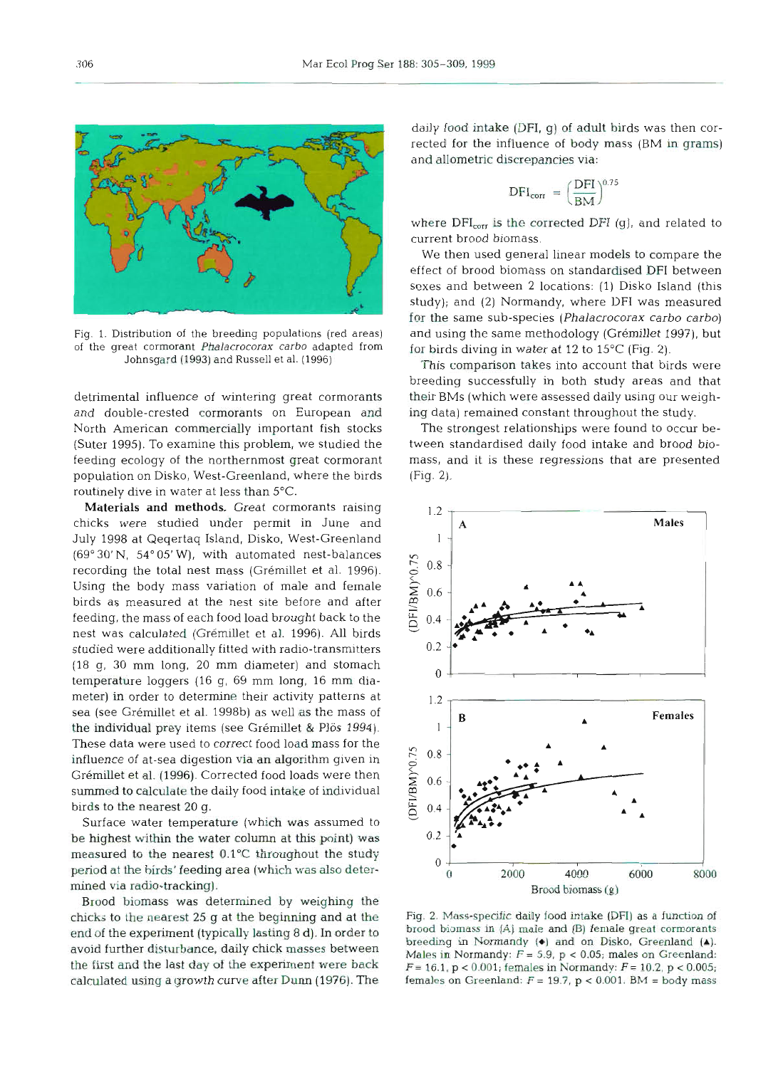Fig. 1. Distribution of the breeding populations (red areas) of the great cormorant *Phalacrocorax carbo* adapted from Johnsgard (1993) and Russell et al. (1996)

detrimental influence of wintering great cormorants and double-crested cormorants on European and North American commercially important fish stocks (Suter 1995). To examine this problem, we studied the feeding ecology of the northernmost great cormorant population on Disko, West-Greenland, where the birds routinely dive in water at less than 5°C.

**Materials and methods.** Great cormorants raising chicks were studied under permit in June and July 1998 at Qeqertaq Island, Disko, West-Greenland (69° 30' N, 54° 05' W), with automated nest-balances recording the total nest mass (Grémillet et al. 1996). Using the body mass variation of male and female birds as measured at the nest site before and after feeding, the mass of each food load brought back to the nest was calculated (Grémillet et al. 1996). All birds studied were additionally fitted with radio-transmitters (18 g, 30 mm long, 20 mm diameter) and stomach temperature loggers (16 g, 69 mm long, 16 mm diameter) in order to determine their activity patterns at sea (see Grémillet et al. 1998b) as well as the mass of the individual prey items (see Grémillet & Plös 1994). These data were used to correct food load mass for the influence of at-sea digestion via an algorithm given in Grémillet et al. (1996). Corrected food loads were then summed to calculate the daily food intake of individual birds to the nearest 20 g.

Surface water temperature (which was assumed to be highest within the water column at this point) was measured to the nearest 0.1°C throughout the study period at the birds' feeding area (which was also determined via radio-tracking).

Brood biomass was determined by weighing the chicks to the nearest 25 g at the beginning and at the end of the experiment (typically lasting 8 d). In order to avoid further disturbance, daily chick masses between the first and the last day of the experiment were back calculated using a growth curve after Dunn (1976). The daily food intake (DFI, g) of adult birds was then corrected for the influence of body mass (BM in grams) and allometric discrepancies via:

$$\text{DFI}_{\text{corr}} = \left(\frac{\text{DFI}}{\text{BM}}\right)^{0.75}$$

where $\text{DFI}_{\text{corr}}$ is the corrected DFI (g), and related to current brood biomass.

We then used general linear models to compare the effect of brood biomass on standardised DFI between sexes and between 2 locations: (1) Disko Island (this study); and (2) Normandy, where DFI was measured for the same sub-species (*Phalacrocorax carbo carbo*) and using the same methodology (Grémillet 1997), but for birds diving in water at 12 to 15°C (Fig. 2).

This comparison takes into account that birds were breeding successfully in both study areas and that their BMs (which were assessed daily using our weighing data) remained constant throughout the study.

The strongest relationships were found to occur between standardised daily food intake and brood biomass, and it is these regressions that are presented (Fig. 2).

Fig. 2. Mass-specific daily food intake (DFI) as a function of brood biomass in (A) male and (B) female great cormorants breeding in Normandy (♦) and on Disko, Greenland (▲). Males in Normandy: $F = 5.9$, $p < 0.05$; males on Greenland: $F = 16.1$, $p < 0.001$; females in Normandy: $F = 10.2$, $p < 0.005$; females on Greenland: $F = 19.7$, $p < 0.001$. BM = body mass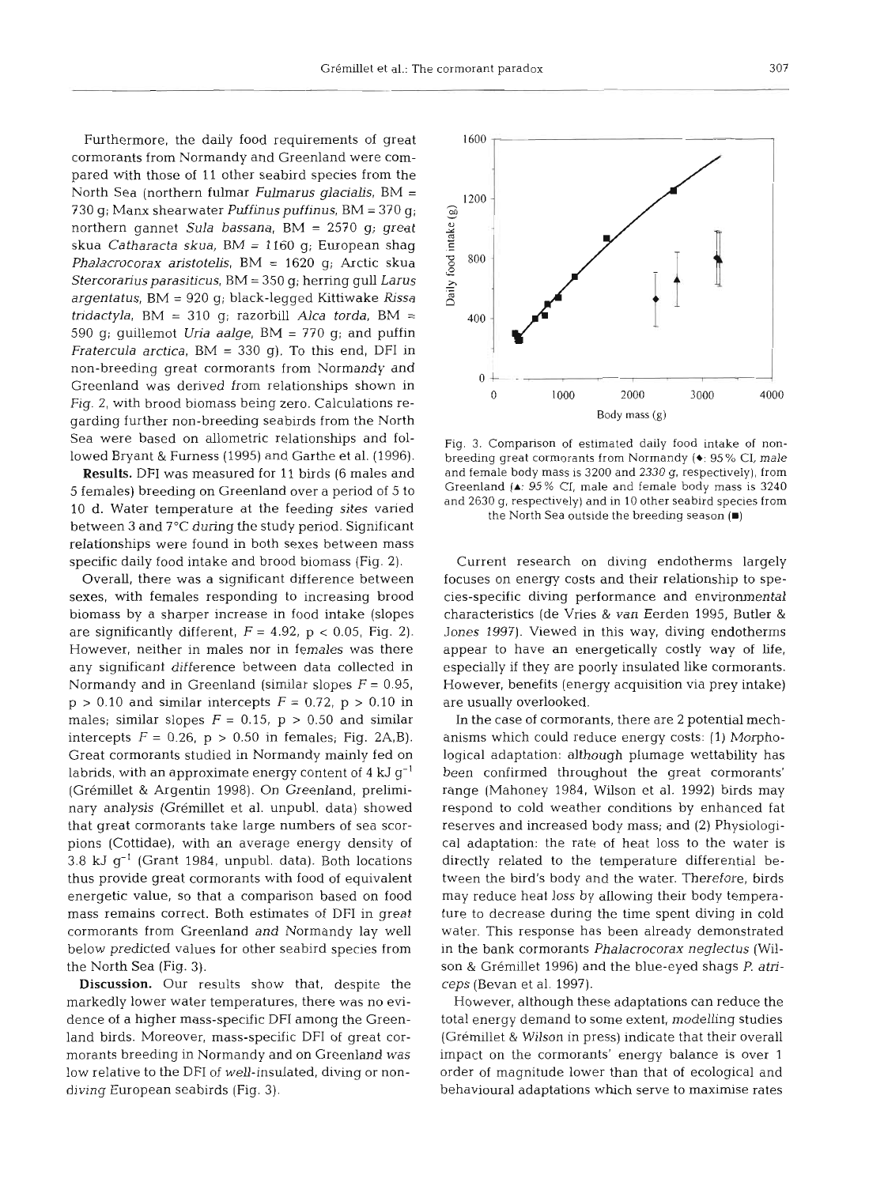Furthermore, the daily food requirements of great cormorants from Normandy and Greenland were compared with those of 11 other seabird species from the North Sea (northern fulmar *Fulmarus glacialis*, BM = 730 g; Manx shearwater *Puffinus puffinus*, BM = 370 g; northern gannet *Sula bassana*, BM = 2570 g; great skua *Catharacta skua*, BM = 1160 g; European shag *Phalacrocorax aristotelis*, BM = 1620 g; Arctic skua *Stercorarius parasiticus*, BM = 350 g; herring gull *Larus argentatus*, BM = 920 g; black-legged Kittiwake *Rissa tridactyla*, BM = 310 g; razorbill *Alca torda*, BM = 590 g; guillemot *Uria aalge*, BM = 770 g; and puffin *Fratercula arctica*, BM = 330 g). To this end, DFI in non-breeding great cormorants from Normandy and Greenland was derived from relationships shown in Fig. 2, with brood biomass being zero. Calculations regarding further non-breeding seabirds from the North Sea were based on allometric relationships and followed Bryant & Furness (1995) and Garthe et al. (1996).

**Results.** DFI was measured for 11 birds (6 males and 5 females) breeding on Greenland over a period of 5 to 10 d. Water temperature at the feeding sites varied between 3 and 7°C during the study period. Significant relationships were found in both sexes between mass specific daily food intake and brood biomass (Fig. 2).

Overall, there was a significant difference between sexes, with females responding to increasing brood biomass by a sharper increase in food intake (slopes are significantly different, $F = 4.92$, $p < 0.05$, Fig. 2). However, neither in males nor in females was there any significant difference between data collected in Normandy and in Greenland (similar slopes $F = 0.95$, $p > 0.10$ and similar intercepts $F = 0.72$, $p > 0.10$ in males; similar slopes $F = 0.15$, $p > 0.50$ and similar intercepts $F = 0.26$, $p > 0.50$ in females; Fig. 2A,B). Great cormorants studied in Normandy mainly fed on labrids, with an approximate energy content of 4 kJ $g^{-1}$ (Grémillet & Argentin 1998). On Greenland, preliminary analysis (Grémillet et al. unpubl. data) showed that great cormorants take large numbers of sea scorpions (Cottidae), with an average energy density of 3.8 kJ $g^{-1}$ (Grant 1984, unpubl. data). Both locations thus provide great cormorants with food of equivalent energetic value, so that a comparison based on food mass remains correct. Both estimates of DFI in great cormorants from Greenland and Normandy lay well below predicted values for other seabird species from the North Sea (Fig. 3).

**Discussion.** Our results show that, despite the markedly lower water temperatures, there was no evidence of a higher mass-specific DFI among the Greenland birds. Moreover, mass-specific DFI of great cormorants breeding in Normandy and on Greenland was low relative to the DFI of well-insulated, diving or non-diving European seabirds (Fig. 3).

Fig. 3. Comparison of estimated daily food intake of non-breeding great cormorants from Normandy (♦: 95% CI, male and female body mass is 3200 and 2330 g, respectively), from Greenland (▲: 95% CI, male and female body mass is 3240 and 2630 g, respectively) and in 10 other seabird species from the North Sea outside the breeding season (■)

Current research on diving endotherms largely focuses on energy costs and their relationship to species-specific diving performance and environmental characteristics (de Vries & van Eerden 1995, Butler & Jones 1997). Viewed in this way, diving endotherms appear to have an energetically costly way of life, especially if they are poorly insulated like cormorants. However, benefits (energy acquisition via prey intake) are usually overlooked.

In the case of cormorants, there are 2 potential mechanisms which could reduce energy costs: (1) Morphological adaptation: although plumage wettability has been confirmed throughout the great cormorants' range (Mahoney 1984, Wilson et al. 1992) birds may respond to cold weather conditions by enhanced fat reserves and increased body mass; and (2) Physiological adaptation: the rate of heat loss to the water is directly related to the temperature differential between the bird's body and the water. Therefore, birds may reduce heat loss by allowing their body temperature to decrease during the time spent diving in cold water. This response has been already demonstrated in the bank cormorants *Phalacrocorax neglectus* (Wilson & Grémillet 1996) and the blue-eyed shags *P. atriceps* (Bevan et al. 1997).

However, although these adaptations can reduce the total energy demand to some extent, modelling studies (Grémillet & Wilson in press) indicate that their overall impact on the cormorants' energy balance is over 1 order of magnitude lower than that of ecological and behavioural adaptations which serve to maximise rates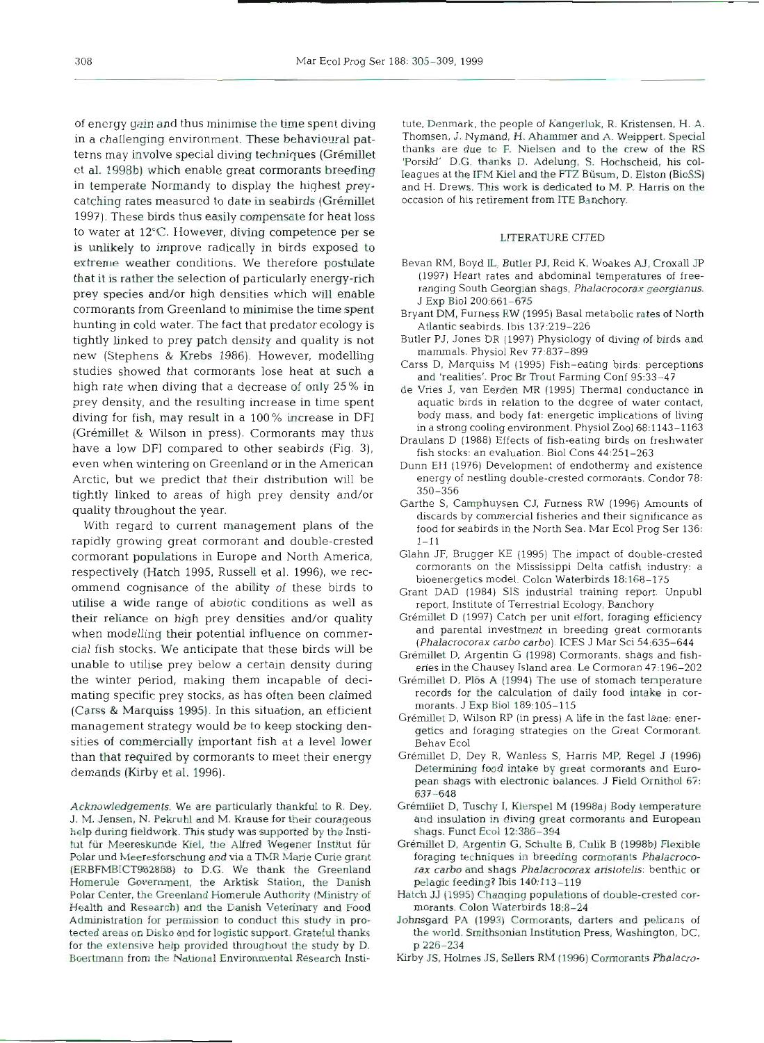of energy gain and thus minimise the time spent diving in a challenging environment. These behavioural patterns may involve special diving techniques (Grémillet et al. 1998b) which enable great cormorants breeding in temperate Normandy to display the highest prey-catching rates measured to date in seabirds (Grémillet 1997). These birds thus easily compensate for heat loss to water at 12°C. However, diving competence per se is unlikely to improve radically in birds exposed to extreme weather conditions. We therefore postulate that it is rather the selection of particularly energy-rich prey species and/or high densities which will enable cormorants from Greenland to minimise the time spent hunting in cold water. The fact that predator ecology is tightly linked to prey patch density and quality is not new (Stephens & Krebs 1986). However, modelling studies showed that cormorants lose heat at such a high rate when diving that a decrease of only 25% in prey density, and the resulting increase in time spent diving for fish, may result in a 100% increase in DFI (Grémillet & Wilson in press). Cormorants may thus have a low DFI compared to other seabirds (Fig. 3), even when wintering on Greenland or in the American Arctic, but we predict that their distribution will be tightly linked to areas of high prey density and/or quality throughout the year.

With regard to current management plans of the rapidly growing great cormorant and double-crested cormorant populations in Europe and North America, respectively (Hatch 1995, Russell et al. 1996), we recommend cognisance of the ability of these birds to utilise a wide range of abiotic conditions as well as their reliance on high prey densities and/or quality when modelling their potential influence on commercial fish stocks. We anticipate that these birds will be unable to utilise prey below a certain density during the winter period, making them incapable of decimating specific prey stocks, as has often been claimed (Carss & Marquiss 1995). In this situation, an efficient management strategy would be to keep stocking densities of commercially important fish at a level lower than that required by cormorants to meet their energy demands (Kirby et al. 1996).

*Acknowledgements.* We are particularly thankful to R. Dey, J. M. Jensen, N. Pekruhl and M. Krause for their courageous help during fieldwork. This study was supported by the Institut für Meereskunde Kiel, the Alfred Wegener Institut für Polar und Meeresforschung and via a TMR Marie Curie grant (ERBFMBICT982868) to D.G. We thank the Greenland Homerule Government, the Arktisk Station, the Danish Polar Center, the Greenland Homerule Authority (Ministry of Health and Research) and the Danish Veterinary and Food Administration for permission to conduct this study in protected areas on Disko and for logistic support. Grateful thanks for the extensive help provided throughout the study by D. Boertmann from the National Environmental Research Institute, Denmark, the people of Kangerluk, R. Kristensen, H. A. Thomsen, J. Nymand, H. Ahammer and A. Weippert. Special thanks are due to F. Nielsen and to the crew of the RS 'Porsild'. D.G. thanks D. Adelung, S. Hochscheid, his colleagues at the IFM Kiel and the FTZ Büsum, D. Elston (BioSS) and H. Drews. This work is dedicated to M. P. Harris on the occasion of his retirement from ITE Banchory.

## LITERATURE CITED

Bevan RM, Boyd IL, Butler PJ, Reid K, Woakes AJ, Croxall JP (1997) Heart rates and abdominal temperatures of free-ranging South Georgian shags, *Phalacrocorax georgianus*. J Exp Biol 200:661–675

Bryant DM, Furness RW (1995) Basal metabolic rates of North Atlantic seabirds. Ibis 137:219–226

Butler PJ, Jones DR (1997) Physiology of diving of birds and mammals. Physiol Rev 77:837–899

Carss D, Marquiss M (1995) Fish-eating birds: perceptions and 'realities'. Proc Br Trout Farming Conf 95:33–47

de Vries J, van Eerden MR (1995) Thermal conductance in aquatic birds in relation to the degree of water contact, body mass, and body fat: energetic implications of living in a strong cooling environment. Physiol Zool 68:1143–1163

Draulans D (1988) Effects of fish-eating birds on freshwater fish stocks: an evaluation. Biol Cons 44:251–263

Dunn EH (1976) Development of endothermy and existence energy of nestling double-crested cormorants. Condor 78: 350–356

Garthe S, Camphuysen CJ, Furness RW (1996) Amounts of discards by commercial fisheries and their significance as food for seabirds in the North Sea. Mar Ecol Prog Ser 136: 1–11

Glahn JF, Brugger KE (1995) The impact of double-crested cormorants on the Mississippi Delta catfish industry: a bioenergetics model. Colon Waterbirds 18:168–175

Grant DAD (1984) SIS industrial training report. Unpubl report, Institute of Terrestrial Ecology, Banchory

Grémillet D (1997) Catch per unit effort, foraging efficiency and parental investment in breeding great cormorants (*Phalacrocorax carbo carbo*). ICES J Mar Sci 54:635–644

Grémillet D, Argentin G (1998) Cormorants, shags and fisheries in the Chausey Island area. Le Cormoran 47:196–202

Grémillet D, Plös A (1994) The use of stomach temperature records for the calculation of daily food intake in cormorants. J Exp Biol 189:105–115

Grémillet D, Wilson RP (in press) A life in the fast lane: energetics and foraging strategies on the Great Cormorant. Behav Ecol

Grémillet D, Dey R, Wanless S, Harris MP, Regel J (1996) Determining food intake by great cormorants and European shags with electronic balances. J Field Ornithol 67: 637–648

Grémillet D, Tuschy I, Kierspel M (1998a) Body temperature and insulation in diving great cormorants and European shags. Funct Ecol 12:386–394

Grémillet D, Argentin G, Schulte B, Culik B (1998b) Flexible foraging techniques in breeding cormorants *Phalacrocorax carbo* and shags *Phalacrocorax aristotelis*: benthic or pelagic feeding? Ibis 140:113–119

Hatch JJ (1995) Changing populations of double-crested cormorants. Colon Waterbirds 18:8–24

Johnsgard PA (1993) Cormorants, darters and pelicans of the world. Smithsonian Institution Press, Washington, DC, p 226–234

Kirby JS, Holmes JS, Sellers RM (1996) Cormorants *Phalacro-*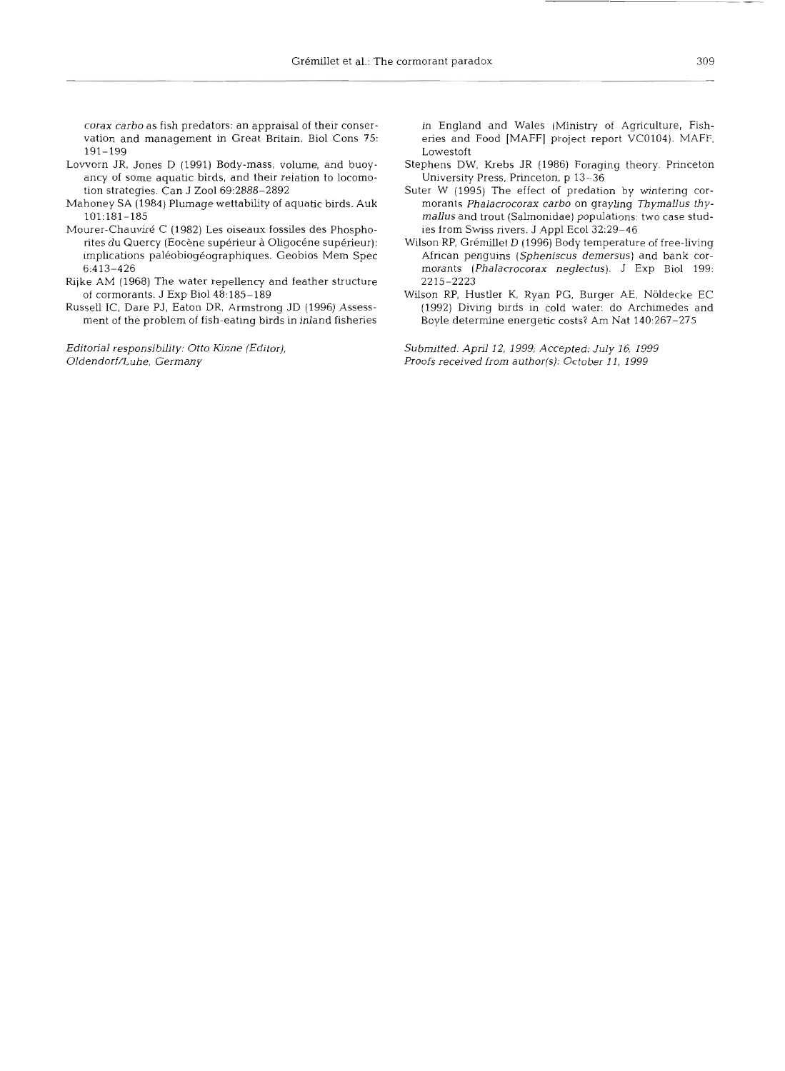*corax carbo* as fish predators: an appraisal of their conservation and management in Great Britain. Biol Cons 75: 191–199

Lovvorn JR, Jones D (1991) Body-mass, volume, and buoyancy of some aquatic birds, and their relation to locomotion strategies. Can J Zool 69:2888–2892

Mahoney SA (1984) Plumage wettability of aquatic birds. Auk 101:181–185

Mourer-Chauviré C (1982) Les oiseaux fossiles des Phosphorites du Quercy (Eocène supérieur à Oligocéne supérieur): implications paléobiogéographiques. Geobios Mem Spec 6:413–426

Rijke AM (1968) The water repellency and feather structure of cormorants. J Exp Biol 48:185–189

Russell IC, Dare PJ, Eaton DR, Armstrong JD (1996) Assessment of the problem of fish-eating birds in inland fisheries in England and Wales (Ministry of Agriculture, Fisheries and Food [MAFF] project report VC0104). MAFF, Lowestoft

Stephens DW, Krebs JR (1986) Foraging theory. Princeton University Press, Princeton, p 13–36

Suter W (1995) The effect of predation by wintering cormorants *Phalacrocorax carbo* on grayling *Thymallus thymallus* and trout (Salmonidae) populations: two case studies from Swiss rivers. J Appl Ecol 32:29–46

Wilson RP, Grémillet D (1996) Body temperature of free-living African penguins (*Spheniscus demersus*) and bank cormorants (*Phalacrocorax neglectus*). J Exp Biol 199: 2215–2223

Wilson RP, Hustler K, Ryan PG, Burger AE, Nöldecke EC (1992) Diving birds in cold water: do Archimedes and Boyle determine energetic costs? Am Nat 140:267–275

*Editorial responsibility: Otto Kinne (Editor), Oldendorf/Luhe, Germany*

*Submitted: April 12, 1999; Accepted: July 16, 1999*
*Proofs received from author(s): October 11, 1999*